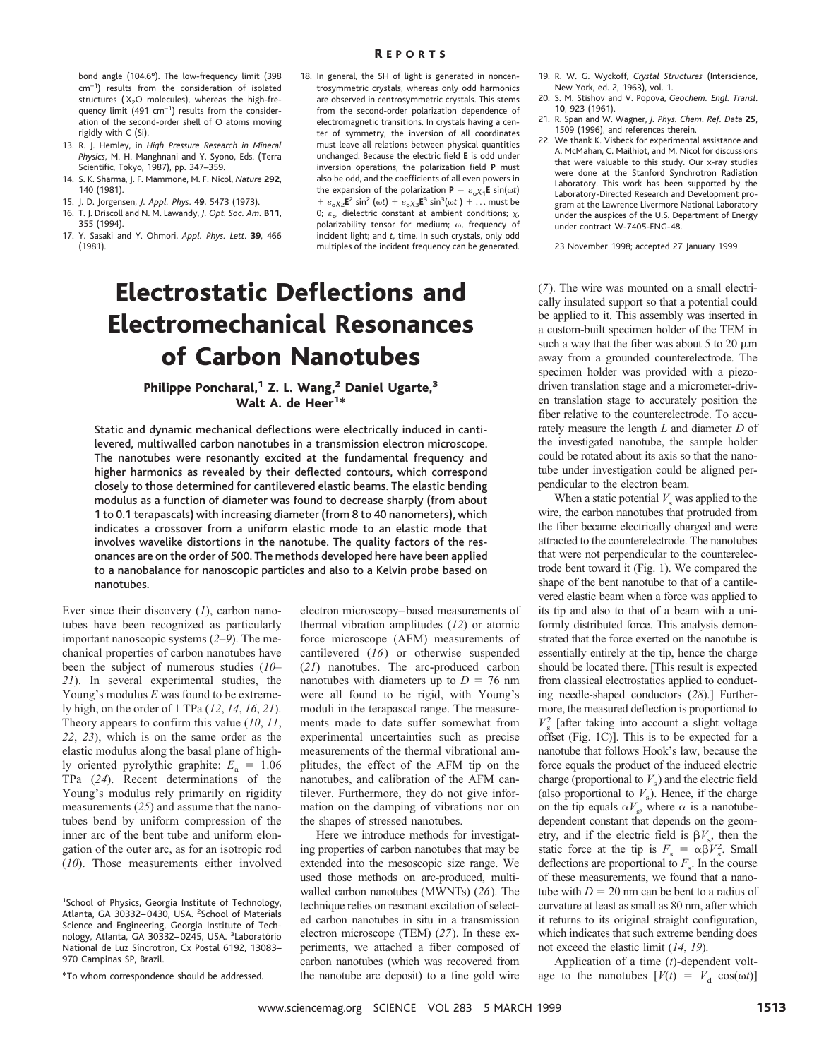bond angle (104.6°). The low-frequency limit (398 cm$^{-1}$) results from the consideration of isolated structures ($X_2O$ molecules), whereas the high-frequency limit (491 cm$^{-1}$) results from the consideration of the second-order shell of O atoms moving rigidly with C (Si).

13. R. J. Hemley, in *High Pressure Research in Mineral Physics*, M. H. Manghnani and Y. Syono, Eds. (Terra Scientific, Tokyo, 1987), pp. 347–359.
14. S. K. Sharma, J. F. Mammone, M. F. Nicol, *Nature* **292**, 140 (1981).
15. J. D. Jorgensen, *J. Appl. Phys*. **49**, 5473 (1973).
16. T. J. Driscoll and N. M. Lawandy, *J. Opt. Soc. Am*. **B11**, 355 (1994).
17. Y. Sasaki and Y. Ohmori, *Appl. Phys. Lett*. **39**, 466 (1981).
18. In general, the SH of light is generated in noncentrosymmetric crystals, whereas only odd harmonics are observed in centrosymmetric crystals. This stems from the second-order polarization dependence of electromagnetic transitions. In crystals having a center of symmetry, the inversion of all coordinates must leave all relations between physical quantities unchanged. Because the electric field **E** is odd under inversion operations, the polarization field **P** must also be odd, and the coefficients of all even powers in the expansion of the polarization $\mathbf{P} = \varepsilon_o\chi_1\mathbf{E}\sin(\omega t) + \varepsilon_o\chi_2\mathbf{E}^2\sin^2(\omega t) + \varepsilon_o\chi_3\mathbf{E}^3\sin^3(\omega t) + \ldots$ must be 0; $\varepsilon_o$, dielectric constant at ambient conditions; $\chi$, polarizability tensor for medium; $\omega$, frequency of incident light; and $t$, time. In such crystals, only odd multiples of the incident frequency can be generated.
19. R. W. G. Wyckoff, *Crystal Structures* (Interscience, New York, ed. 2, 1963), vol. 1.
20. S. M. Stishov and V. Popova, *Geochem. Engl. Transl*. **10**, 923 (1961).
21. R. Span and W. Wagner, *J. Phys. Chem. Ref. Data* **25**, 1509 (1996), and references therein.
22. We thank K. Visbeck for experimental assistance and A. McMahan, C. Mailhiot, and M. Nicol for discussions that were valuable to this study. Our x-ray studies were done at the Stanford Synchrotron Radiation Laboratory. This work has been supported by the Laboratory-Directed Research and Development program at the Lawrence Livermore National Laboratory under the auspices of the U.S. Department of Energy under contract W-7405-ENG-48.

23 November 1998; accepted 27 January 1999

# Electrostatic Deflections and Electromechanical Resonances of Carbon Nanotubes

**Philippe Poncharal,[1] Z. L. Wang,[2] Daniel Ugarte,[3] Walt A. de Heer[1]***

**Static and dynamic mechanical deflections were electrically induced in cantilevered, multiwalled carbon nanotubes in a transmission electron microscope. The nanotubes were resonantly excited at the fundamental frequency and higher harmonics as revealed by their deflected contours, which correspond closely to those determined for cantilevered elastic beams. The elastic bending modulus as a function of diameter was found to decrease sharply (from about 1 to 0.1 terapascals) with increasing diameter (from 8 to 40 nanometers), which indicates a crossover from a uniform elastic mode to an elastic mode that involves wavelike distortions in the nanotube. The quality factors of the resonances are on the order of 500. The methods developed here have been applied to a nanobalance for nanoscopic particles and also to a Kelvin probe based on nanotubes.**

Ever since their discovery (*1*), carbon nanotubes have been recognized as particularly important nanoscopic systems (*2*–*9*). The mechanical properties of carbon nanotubes have been the subject of numerous studies (*10*–*21*). In several experimental studies, the Young's modulus $E$ was found to be extremely high, on the order of 1 TPa (*12*, *14*, *16*, *21*). Theory appears to confirm this value (*10*, *11*, *22*, *23*), which is on the same order as the elastic modulus along the basal plane of highly oriented pyrolythic graphite: $E_a$ = 1.06 TPa (*24*). Recent determinations of the Young's modulus rely primarily on rigidity measurements (*25*) and assume that the nanotubes bend by uniform compression of the inner arc of the bent tube and uniform elongation of the outer arc, as for an isotropic rod (*10*). Those measurements either involved electron microscopy–based measurements of thermal vibration amplitudes (*12*) or atomic force microscopy (AFM) measurements of cantilevered (*16*) or otherwise suspended (*21*) nanotubes. The arc-produced carbon nanotubes with diameters up to $D$ = 76 nm were all found to be rigid, with Young's moduli in the terapascal range. The measurements made to date suffer somewhat from experimental uncertainties such as precise measurements of the thermal vibrational amplitudes, the effect of the AFM tip on the nanotubes, and calibration of the AFM cantilever. Furthermore, they do not give information on the damping of vibrations nor on the shapes of stressed nanotubes.

Here we introduce methods for investigating properties of carbon nanotubes that may be extended into the mesoscopic size range. We used those methods on arc-produced, multiwalled carbon nanotubes (MWNTs) (*26*). The technique relies on resonant excitation of selected carbon nanotubes in situ in a transmission electron microscope (TEM) (*27*). In these experiments, we attached a fiber composed of carbon nanotubes (which was recovered from the nanotube arc deposit) to a fine gold wire (*7*). The wire was mounted on a small electrically insulated support so that a potential could be applied to it. This assembly was inserted in a custom-built specimen holder of the TEM in such a way that the fiber was about 5 to 20 μm away from a grounded counterelectrode. The specimen holder was provided with a piezo-driven translation stage and a micrometer-driven translation stage to accurately position the fiber relative to the counterelectrode. To accurately measure the length $L$ and diameter $D$ of the investigated nanotube, the sample holder could be rotated about its axis so that the nanotube under investigation could be aligned perpendicular to the electron beam.

When a static potential $V_s$ was applied to the wire, the carbon nanotubes that protruded from the fiber became electrically charged and were attracted to the counterelectrode. The nanotubes that were not perpendicular to the counterelectrode bent toward it (Fig. 1). We compared the shape of the bent nanotube to that of a cantilevered elastic beam when a force was applied to its tip and also to that of a beam with a uniformly distributed force. This analysis demonstrated that the force exerted on the nanotube is essentially entirely at the tip, hence the charge should be located there. [This result is expected from classical electrostatics applied to conducting needle-shaped conductors (*28*).] Furthermore, the measured deflection is proportional to $V_s^2$ [after taking into account a slight voltage offset (Fig. 1C)]. This is to be expected for a nanotube that follows Hook's law, because the force equals the product of the induced electric charge (proportional to $V_s$) and the electric field (also proportional to $V_s$). Hence, if the charge on the tip equals $\alpha V_s$, where $\alpha$ is a nanotube-dependent constant that depends on the geometry, and if the electric field is $\beta V_s$, then the static force at the tip is $F_s = \alpha\beta V_s^2$. Small deflections are proportional to $F_s$. In the course of these measurements, we found that a nanotube with $D$ = 20 nm can be bent to a radius of curvature at least as small as 80 nm, after which it returns to its original straight configuration, which indicates that such extreme bending does not exceed the elastic limit (*14*, *19*).

Application of a time ($t$)-dependent voltage to the nanotubes [$V(t) = V_d\cos(\omega t)$]

---

[1]School of Physics, Georgia Institute of Technology, Atlanta, GA 30332–0430, USA. [2]School of Materials Science and Engineering, Georgia Institute of Technology, Atlanta, GA 30332–0245, USA. [3]Laboratório National de Luz Sincrotron, Cx Postal 6192, 13083–970 Campinas SP, Brazil.

*To whom correspondence should be addressed.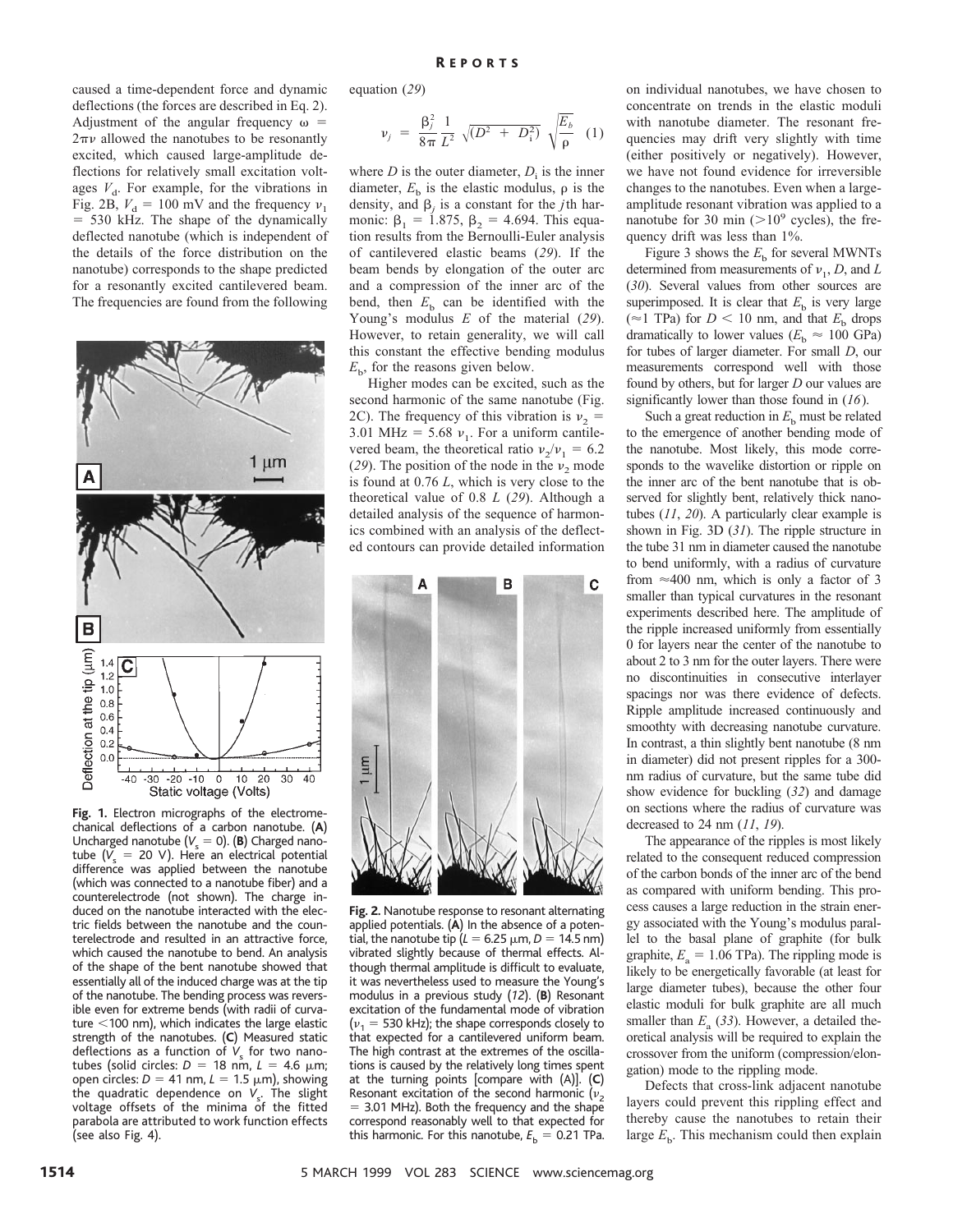caused a time-dependent force and dynamic deflections (the forces are described in Eq. 2). Adjustment of the angular frequency $\omega = 2\pi\nu$ allowed the nanotubes to be resonantly excited, which caused large-amplitude deflections for relatively small excitation voltages $V_d$. For example, for the vibrations in Fig. 2B, $V_d$ = 100 mV and the frequency $\nu_1$ = 530 kHz. The shape of the dynamically deflected nanotube (which is independent of the details of the force distribution on the nanotube) corresponds to the shape predicted for a resonantly excited cantilevered beam. The frequencies are found from the following equation (*29*)

$$\nu_j = \frac{\beta_j^2}{8\pi} \frac{1}{L^2} \sqrt{(D^2 + D_i^2)} \sqrt{\frac{E_b}{\rho}} \quad (1)$$

where $D$ is the outer diameter, $D_i$ is the inner diameter, $E_b$ is the elastic modulus, $\rho$ is the density, and $\beta_j$ is a constant for the $j$th harmonic: $\beta_1 = 1.875$, $\beta_2 = 4.694$. This equation results from the Bernoulli-Euler analysis of cantilevered elastic beams (*29*). If the beam bends by elongation of the outer arc and a compression of the inner arc of the bend, then $E_b$ can be identified with the Young's modulus $E$ of the material (*29*). However, to retain generality, we will call this constant the effective bending modulus $E_b$, for the reasons given below.

Higher modes can be excited, such as the second harmonic of the same nanotube (Fig. 2C). The frequency of this vibration is $\nu_2$ = 3.01 MHz = 5.68 $\nu_1$. For a uniform cantilevered beam, the theoretical ratio $\nu_2/\nu_1$ = 6.2 (*29*). The position of the node in the $\nu_2$ mode is found at 0.76 $L$, which is very close to the theoretical value of 0.8 $L$ (*29*). Although a detailed analysis of the sequence of harmonics combined with an analysis of the deflected contours can provide detailed information on individual nanotubes, we have chosen to concentrate on trends in the elastic moduli with nanotube diameter. The resonant frequencies may drift very slightly with time (either positively or negatively). However, we have not found evidence for irreversible changes to the nanotubes. Even when a large-amplitude resonant vibration was applied to a nanotube for 30 min (>$10^9$ cycles), the frequency drift was less than 1%.

1 μm

A

B

Deflection at the tip (μm)

C

Static voltage (Volts)

-40 -30 -20 -10 0 10 20 30 40

0.0 0.2 0.4 0.6 0.8 1.0 1.2 1.4

**Fig. 1.** Electron micrographs of the electromechanical deflections of a carbon nanotube. (**A**) Uncharged nanotube ($V_s$ = 0). (**B**) Charged nanotube ($V_s$ = 20 V). Here an electrical potential difference was applied between the nanotube (which was connected to a nanotube fiber) and a counterelectrode (not shown). The charge induced on the nanotube interacted with the electric fields between the nanotube and the counterelectrode and resulted in an attractive force, which caused the nanotube to bend. An analysis of the shape of the bent nanotube showed that essentially all of the induced charge was at the tip of the nanotube. The bending process was reversible even for extreme bends (with radii of curvature <100 nm), which indicates the large elastic strength of the nanotubes. (**C**) Measured static deflections as a function of $V_s$ for two nanotubes (solid circles: $D$ = 18 nm, $L$ = 4.6 μm; open circles: $D$ = 41 nm, $L$ = 1.5 μm), showing the quadratic dependence on $V_s$. The slight voltage offsets of the minima of the fitted parabola are attributed to work function effects (see also Fig. 4).

A B C

1 μm

**Fig. 2.** Nanotube response to resonant alternating applied potentials. (**A**) In the absence of a potential, the nanotube tip ($L$ = 6.25 μm, $D$ = 14.5 nm) vibrated slightly because of thermal effects. Although thermal amplitude is difficult to evaluate, it was nevertheless used to measure the Young's modulus in a previous study (*12*). (**B**) Resonant excitation of the fundamental mode of vibration ($\nu_1$ = 530 kHz); the shape corresponds closely to that expected for a cantilevered uniform beam. The high contrast at the extremes of the oscillations is caused by the relatively long times spent at the turning points [compare with (A)]. (**C**) Resonant excitation of the second harmonic ($\nu_2$ = 3.01 MHz). Both the frequency and the shape correspond reasonably well to that expected for this harmonic. For this nanotube, $E_b$ = 0.21 TPa.

Figure 3 shows the $E_b$ for several MWNTs determined from measurements of $\nu_1$, $D$, and $L$ (*30*). Several values from other sources are superimposed. It is clear that $E_b$ is very large (≈1 TPa) for $D$ < 10 nm, and that $E_b$ drops dramatically to lower values ($E_b$ ≈ 100 GPa) for tubes of larger diameter. For small $D$, our measurements correspond well with those found by others, but for larger $D$ our values are significantly lower than those found in (*16*).

Such a great reduction in $E_b$ must be related to the emergence of another bending mode of the nanotube. Most likely, this mode corresponds to the wavelike distortion or ripple on the inner arc of the bent nanotube that is observed for slightly bent, relatively thick nanotubes (*11*, *20*). A particularly clear example is shown in Fig. 3D (*31*). The ripple structure in the tube 31 nm in diameter caused the nanotube to bend uniformly, with a radius of curvature from ≈400 nm, which is only a factor of 3 smaller than typical curvatures in the resonant experiments described here. The amplitude of the ripple increased uniformly from essentially 0 for layers near the center of the nanotube to about 2 to 3 nm for the outer layers. There were no discontinuities in consecutive interlayer spacings nor was there evidence of defects. Ripple amplitude increased continuously and smoothy with decreasing nanotube curvature. In contrast, a thin slightly bent nanotube (8 nm in diameter) did not present ripples for a 300-nm radius of curvature, but the same tube did show evidence for buckling (*32*) and damage on sections where the radius of curvature was decreased to 24 nm (*11*, *19*).

The appearance of the ripples is most likely related to the consequent reduced compression of the carbon bonds of the inner arc of the bend as compared with uniform bending. This process causes a large reduction in the strain energy associated with the Young's modulus parallel to the basal plane of graphite (for bulk graphite, $E_a$ = 1.06 TPa). The rippling mode is likely to be energetically favorable (at least for large diameter tubes), because the other four elastic moduli for bulk graphite are all much smaller than $E_a$ (*33*). However, a detailed theoretical analysis will be required to explain the crossover from the uniform (compression/elongation) mode to the rippling mode.

Defects that cross-link adjacent nanotube layers could prevent this rippling effect and thereby cause the nanotubes to retain their large $E_b$. This mechanism could then explain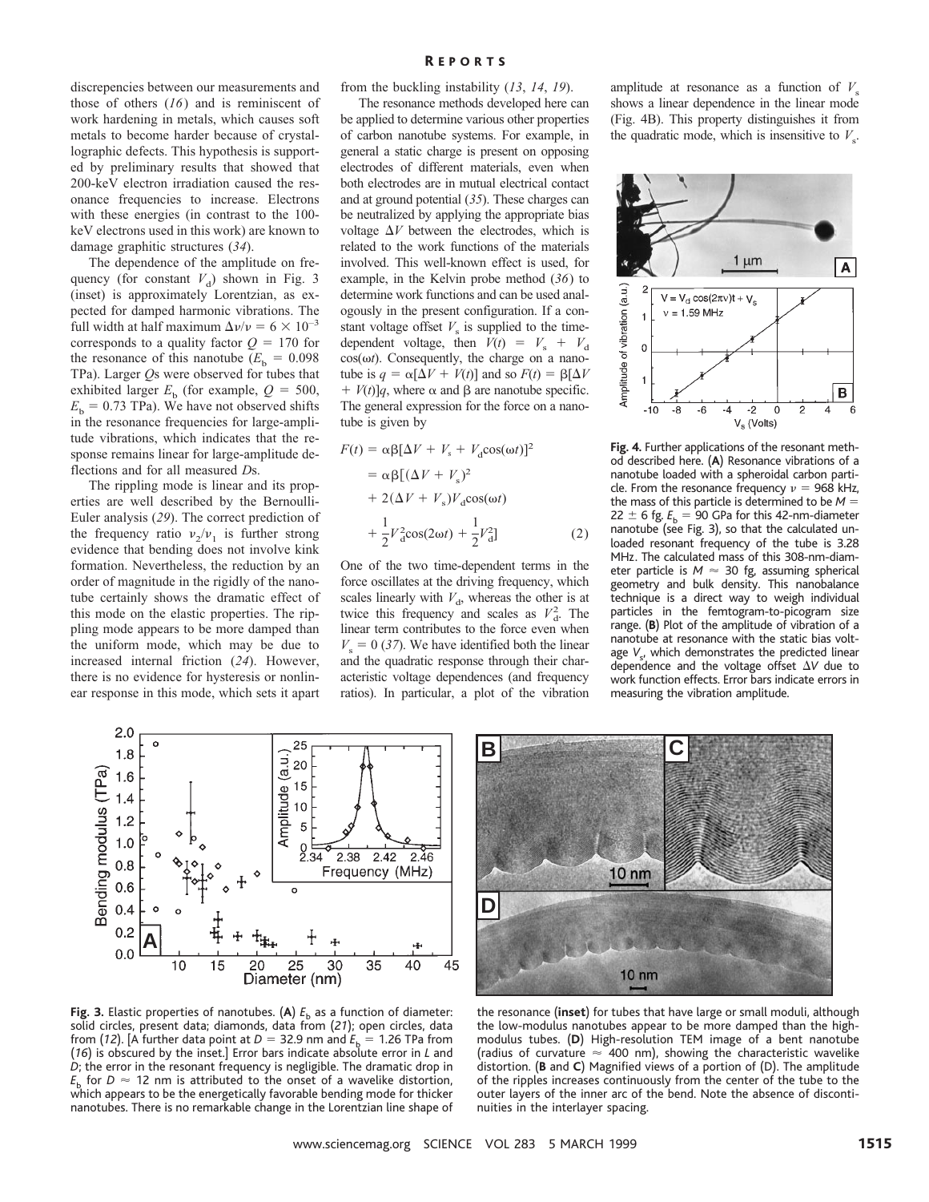discrepencies between our measurements and those of others (16) and is reminiscent of work hardening in metals, which causes soft metals to become harder because of crystallographic defects. This hypothesis is supported by preliminary results that showed that 200-keV electron irradiation caused the resonance frequencies to increase. Electrons with these energies (in contrast to the 100-keV electrons used in this work) are known to damage graphitic structures (34).

The dependence of the amplitude on frequency (for constant $V_d$) shown in Fig. 3 (inset) is approximately Lorentzian, as expected for damped harmonic vibrations. The full width at half maximum $\Delta\nu/\nu = 6 \times 10^{-3}$ corresponds to a quality factor $Q = 170$ for the resonance of this nanotube ($E_b = 0.098$ TPa). Larger $Q$s were observed for tubes that exhibited larger $E_b$ (for example, $Q = 500$, $E_b = 0.73$ TPa). We have not observed shifts in the resonance frequencies for large-amplitude vibrations, which indicates that the response remains linear for large-amplitude deflections and for all measured $D$s.

The rippling mode is linear and its properties are well described by the Bernoulli-Euler analysis (29). The correct prediction of the frequency ratio $\nu_2/\nu_1$ is further strong evidence that bending does not involve kink formation. Nevertheless, the reduction by an order of magnitude in the rigidly of the nanotube certainly shows the dramatic effect of this mode on the elastic properties. The rippling mode appears to be more damped than the uniform mode, which may be due to increased internal friction (24). However, there is no evidence for hysteresis or nonlinear response in this mode, which sets it apart from the buckling instability (13, 14, 19).

The resonance methods developed here can be applied to determine various other properties of carbon nanotube systems. For example, in general a static charge is present on opposing electrodes of different materials, even when both electrodes are in mutual electrical contact and at ground potential (35). These charges can be neutralized by applying the appropriate bias voltage $\Delta V$ between the electrodes, which is related to the work functions of the materials involved. This well-known effect is used, for example, in the Kelvin probe method (36) to determine work functions and can be used analogously in the present configuration. If a constant voltage offset $V_s$ is supplied to the time-dependent voltage, then $V(t) = V_s + V_d \cos(\omega t)$. Consequently, the charge on a nanotube is $q = \alpha[\Delta V + V(t)]$ and so $F(t) = \beta[\Delta V + V(t)]q$, where $\alpha$ and $\beta$ are nanotube specific. The general expression for the force on a nanotube is given by

$$
\begin{aligned}
F(t) &= \alpha\beta[\Delta V + V_s + V_d\cos(\omega t)]^2 \\
&= \alpha\beta[(\Delta V + V_s)^2 \\
&\quad + 2(\Delta V + V_s)V_d\cos(\omega t) \\
&\quad + \frac{1}{2}V_d^2\cos(2\omega t) + \frac{1}{2}V_d^2] \qquad (2)
\end{aligned}
$$

One of the two time-dependent terms in the force oscillates at the driving frequency, which scales linearly with $V_d$, whereas the other is at twice this frequency and scales as $V_d^2$. The linear term contributes to the force even when $V_s = 0$ (37). We have identified both the linear and the quadratic response through their characteristic voltage dependences (and frequency ratios). In particular, a plot of the vibration amplitude at resonance as a function of $V_s$ shows a linear dependence in the linear mode (Fig. 4B). This property distinguishes it from the quadratic mode, which is insensitive to $V_s$.

1 µm

A

Amplitude of vibration (a.u.)

$V = V_d \cos(2\pi\nu)t + V_s$

$\nu = 1.59$ MHz

B

$V_s$ (Volts)

**Fig. 4.** Further applications of the resonant method described here. (**A**) Resonance vibrations of a nanotube loaded with a spheroidal carbon particle. From the resonance frequency $\nu = 968$ kHz, the mass of this particle is determined to be $M = 22 \pm 6$ fg. $E_b = 90$ GPa for this 42-nm-diameter nanotube (see Fig. 3), so that the calculated unloaded resonant frequency of the tube is 3.28 MHz. The calculated mass of this 308-nm-diameter particle is $M \approx 30$ fg, assuming spherical geometry and bulk density. This nanobalance technique is a direct way to weigh individual particles in the femtogram-to-picogram size range. (**B**) Plot of the amplitude of vibration of a nanotube at resonance with the static bias voltage $V_s$, which demonstrates the predicted linear dependence and the voltage offset $\Delta V$ due to work function effects. Error bars indicate errors in measuring the vibration amplitude.

Bending modulus (TPa)

Diameter (nm)

Amplitude (a.u.)

Frequency (MHz)

A

B

C

D

10 nm

10 nm

**Fig. 3.** Elastic properties of nanotubes. (**A**) $E_b$ as a function of diameter: solid circles, present data; diamonds, data from (21); open circles, data from (12). [A further data point at $D = 32.9$ nm and $E_b = 1.26$ TPa from (16) is obscured by the inset.] Error bars indicate absolute error in $L$ and $D$; the error in the resonant frequency is negligible. The dramatic drop in $E_b$ for $D \approx 12$ nm is attributed to the onset of a wavelike distortion, which appears to be the energetically favorable bending mode for thicker nanotubes. There is no remarkable change in the Lorentzian line shape of the resonance (**inset**) for tubes that have large or small moduli, although the low-modulus nanotubes appear to be more damped than the high-modulus tubes. (**D**) High-resolution TEM image of a bent nanotube (radius of curvature ≈ 400 nm), showing the characteristic wavelike distortion. (**B** and **C**) Magnified views of a portion of (D). The amplitude of the ripples increases continuously from the center of the tube to the outer layers of the inner arc of the bend. Note the absence of discontinuities in the interlayer spacing.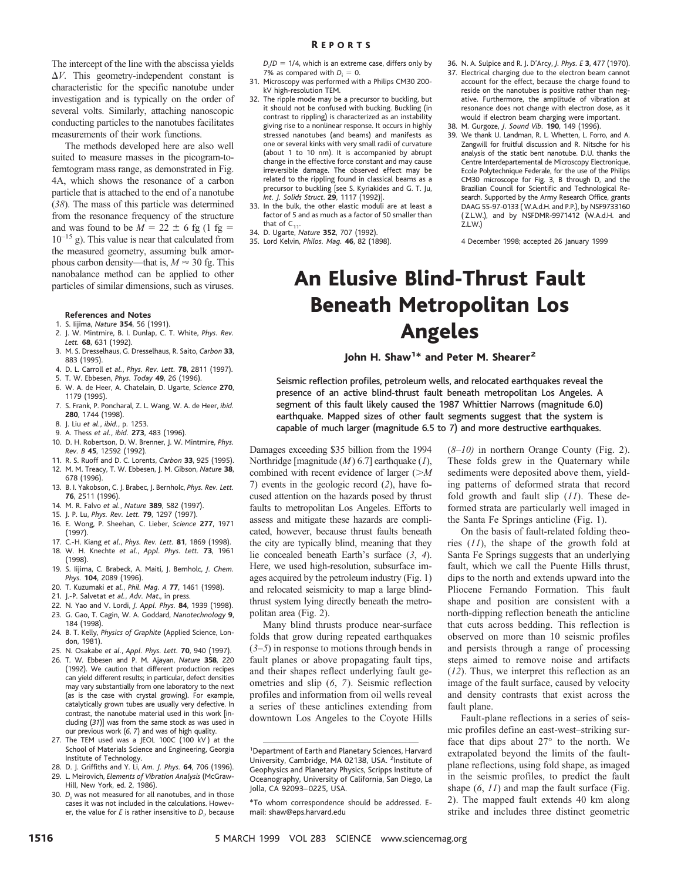The intercept of the line with the abscissa yields $\Delta V$. This geometry-independent constant is characteristic for the specific nanotube under investigation and is typically on the order of several volts. Similarly, attaching nanoscopic conducting particles to the nanotubes facilitates measurements of their work functions.

The methods developed here are also well suited to measure masses in the picogram-to-femtogram mass range, as demonstrated in Fig. 4A, which shows the resonance of a carbon particle that is attached to the end of a nanotube (*38*). The mass of this particle was determined from the resonance frequency of the structure and was found to be $M = 22 \pm 6$ fg (1 fg = $10^{-15}$ g). This value is near that calculated from the measured geometry, assuming bulk amorphous carbon density—that is, $M \approx 30$ fg. This nanobalance method can be applied to other particles of similar dimensions, such as viruses.

#### References and Notes

1. S. Iijima, *Nature* **354**, 56 (1991).
2. J. W. Mintmire, B. I. Dunlap, C. T. White, *Phys. Rev. Lett.* **68**, 631 (1992).
3. M. S. Dresselhaus, G. Dresselhaus, R. Saito, *Carbon* **33**, 883 (1995).
4. D. L. Carroll *et al.*, *Phys. Rev. Lett.* **78**, 2811 (1997).
5. T. W. Ebbesen, *Phys. Today* **49**, 26 (1996).
6. W. A. de Heer, A. Chatelain, D. Ugarte, *Science* **270**, 1179 (1995).
7. S. Frank, P. Poncharal, Z. L. Wang, W. A. de Heer, *ibid.* **280**, 1744 (1998).
8. J. Liu *et al.*, *ibid.*, p. 1253.
9. A. Thess *et al.*, *ibid.* **273**, 483 (1996).
10. D. H. Robertson, D. W. Brenner, J. W. Mintmire, *Phys. Rev. B* **45**, 12592 (1992).
11. R. S. Ruoff and D. C. Lorents, *Carbon* **33**, 925 (1995).
12. M. M. Treacy, T. W. Ebbesen, J. M. Gibson, *Nature* **38**, 678 (1996).
13. B. I. Yakobson, C. J. Brabec, J. Bernholc, *Phys. Rev. Lett.* **76**, 2511 (1996).
14. M. R. Falvo *et al.*, *Nature* **389**, 582 (1997).
15. J. P. Lu, *Phys. Rev. Lett.* **79**, 1297 (1997).
16. E. Wong, P. Sheehan, C. Lieber, *Science* **277**, 1971 (1997).
17. C.-H. Kiang *et al.*, *Phys. Rev. Lett.* **81**, 1869 (1998).
18. W. H. Knechte *et al.*, *Appl. Phys. Lett.* **73**, 1961 (1998).
19. S. Iijima, C. Brabeck, A. Maiti, J. Bernholc, *J. Chem. Phys.* **104**, 2089 (1996).
20. T. Kuzumaki *et al.*, *Phil. Mag. A* **77**, 1461 (1998).
21. J.-P. Salvetat *et al.*, *Adv. Mat.*, in press.
22. N. Yao and V. Lordi, *J. Appl. Phys.* **84**, 1939 (1998).
23. G. Gao, T. Cagin, W. A. Goddard, *Nanotechnology* **9**, 184 (1998).
24. B. T. Kelly, *Physics of Graphite* (Applied Science, London, 1981).
25. N. Osakabe *et al.*, *Appl. Phys. Lett.* **70**, 940 (1997).
26. T. W. Ebbesen and P. M. Ajayan, *Nature* **358**, 220 (1992). We caution that different production recipes can yield different results; in particular, defect densities may vary substantially from one laboratory to the next (as is the case with crystal growing). For example, catalytically grown tubes are usually very defective. In contrast, the nanotube material used in this work [including (*31*)] was from the same stock as was used in our previous work (*6*, *7*) and was of high quality.
27. The TEM used was a JEOL 100C (100 kV) at the School of Materials Science and Engineering, Georgia Institute of Technology.
28. D. J. Griffiths and Y. Li, *Am. J. Phys.* **64**, 706 (1996).
29. L. Meirovich, *Elements of Vibration Analysis* (McGraw-Hill, New York, ed. 2, 1986).
30. $D_i$ was not measured for all nanotubes, and in those cases it was not included in the calculations. However, the value for $E$ is rather insensitive to $D_i$, because $D_i/D = 1/4$, which is an extreme case, differs only by 7% as compared with $D_i = 0$.
31. Microscopy was performed with a Philips CM30 200-kV high-resolution TEM.
32. The ripple mode may be a precursor to buckling, but it should not be confused with bucking. Buckling (in contrast to rippling) is characterized as an instability giving rise to a nonlinear response. It occurs in highly stressed nanotubes (and beams) and manifests as one or several kinks with very small radii of curvature (about 1 to 10 nm). It is accompanied by abrupt change in the effective force constant and may cause irreversible damage. The observed effect may be related to the rippling found in classical beams as a precursor to buckling [see S. Kyriakides and G. T. Ju, *Int. J. Solids Struct.* **29**, 1117 (1992)].
33. In the bulk, the other elastic moduli are at least a factor of 5 and as much as a factor of 50 smaller than that of $C_{11}$.
34. D. Ugarte, *Nature* **352**, 707 (1992).
35. Lord Kelvin, *Philos. Mag.* **46**, 82 (1898).
36. N. A. Sulpice and R. J. D'Arcy, *J. Phys. E* **3**, 477 (1970).
37. Electrical charging due to the electron beam cannot account for the effect, because the charge found to reside on the nanotubes is positive rather than negative. Furthermore, the amplitude of vibration at resonance does not change with electron dose, as it would if electron beam charging were important.
38. M. Gurgoze, *J. Sound Vib.* **190**, 149 (1996).
39. We thank U. Landman, R. L. Whetten, L. Forro, and A. Zangwill for fruitful discussion and R. Nitsche for his analysis of the static bent nanotube. D.U. thanks the Centre Interdepartemental de Microscopy Electronique, Ecole Polytechnique Federale, for the use of the Philips CM30 microscope for Fig. 3, B through D, and the Brazilian Council for Scientific and Technological Research. Supported by the Army Research Office, grants DAAG 55-97-0133 (W.A.d.H. and P.P.), by NSF9733160 (Z.L.W.), and by NSFDMR-9971412 (W.A.d.H. and Z.L.W.)

4 December 1998; accepted 26 January 1999

# An Elusive Blind-Thrust Fault Beneath Metropolitan Los Angeles

**John H. Shaw[1]\* and Peter M. Shearer[2]**

Seismic reflection profiles, petroleum wells, and relocated earthquakes reveal the presence of an active blind-thrust fault beneath metropolitan Los Angeles. A segment of this fault likely caused the 1987 Whittier Narrows (magnitude 6.0) earthquake. Mapped sizes of other fault segments suggest that the system is capable of much larger (magnitude 6.5 to 7) and more destructive earthquakes.

Damages exceeding $35 billion from the 1994 Northridge [magnitude ($M$) 6.7] earthquake (*1*), combined with recent evidence of larger ($>M$ 7) events in the geologic record (*2*), have focused attention on the hazards posed by thrust faults to metropolitan Los Angeles. Efforts to assess and mitigate these hazards are complicated, however, because thrust faults beneath the city are typically blind, meaning that they lie concealed beneath Earth's surface (*3*, *4*). Here, we used high-resolution, subsurface images acquired by the petroleum industry (Fig. 1) and relocated seismicity to map a large blind-thrust system lying directly beneath the metropolitan area (Fig. 2).

Many blind thrusts produce near-surface folds that grow during repeated earthquakes (*3–5*) in response to motions through bends in fault planes or above propagating fault tips, and their shapes reflect underlying fault geometries and slip (*6*, *7*). Seismic reflection profiles and information from oil wells reveal a series of these anticlines extending from downtown Los Angeles to the Coyote Hills (*8–10*) in northern Orange County (Fig. 2). These folds grew in the Quaternary while sediments were deposited above them, yielding patterns of deformed strata that record fold growth and fault slip (*11*). These deformed strata are particularly well imaged in the Santa Fe Springs anticline (Fig. 1).

On the basis of fault-related folding theories (*11*), the shape of the growth fold at Santa Fe Springs suggests that an underlying fault, which we call the Puente Hills thrust, dips to the north and extends upward into the Pliocene Fernando Formation. This fault shape and position are consistent with a north-dipping reflection beneath the anticline that cuts across bedding. This reflection is observed on more than 10 seismic profiles and persists through a range of processing steps aimed to remove noise and artifacts (*12*). Thus, we interpret this reflection as an image of the fault surface, caused by velocity and density contrasts that exist across the fault plane.

Fault-plane reflections in a series of seismic profiles define an east-west–striking surface that dips about 27° to the north. We extrapolated beyond the limits of the fault-plane reflections, using fold shape, as imaged in the seismic profiles, to predict the fault shape (*6*, *11*) and map the fault surface (Fig. 2). The mapped fault extends 40 km along strike and includes three distinct geometric

---

[1]Department of Earth and Planetary Sciences, Harvard University, Cambridge, MA 02138, USA. [2]Institute of Geophysics and Planetary Physics, Scripps Institute of Oceanography, University of California, San Diego, La Jolla, CA 92093–0225, USA.

\*To whom correspondence should be addressed. E-mail: shaw@eps.harvard.edu